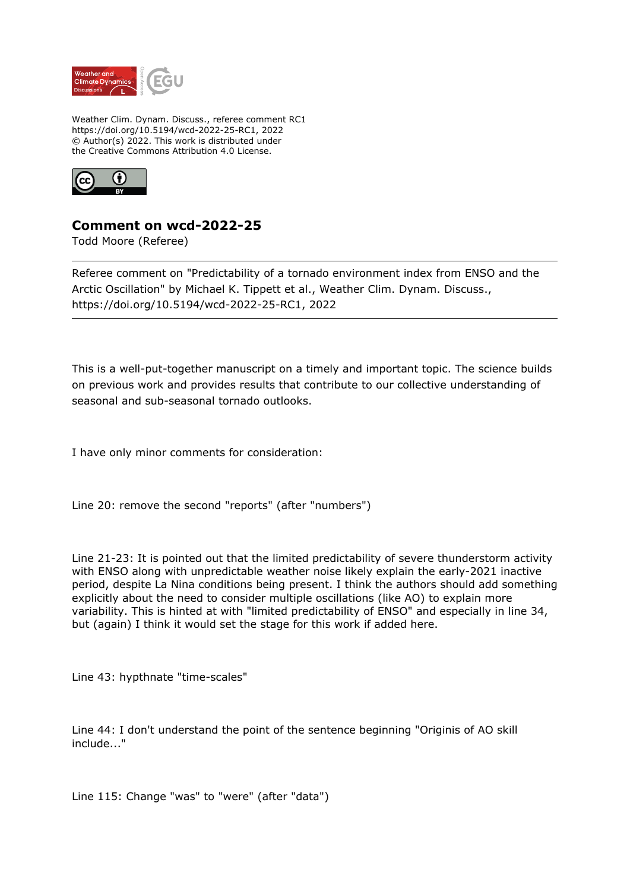Weather Clim. Dynam. Discuss., referee comment RC1
https://doi.org/10.5194/wcd-2022-25-RC1, 2022
© Author(s) 2022. This work is distributed under
the Creative Commons Attribution 4.0 License.

## Comment on wcd-2022-25

Todd Moore (Referee)

---

Referee comment on "Predictability of a tornado environment index from ENSO and the Arctic Oscillation" by Michael K. Tippett et al., Weather Clim. Dynam. Discuss., https://doi.org/10.5194/wcd-2022-25-RC1, 2022

---

This is a well-put-together manuscript on a timely and important topic. The science builds on previous work and provides results that contribute to our collective understanding of seasonal and sub-seasonal tornado outlooks.

I have only minor comments for consideration:

Line 20: remove the second "reports" (after "numbers")

Line 21-23: It is pointed out that the limited predictability of severe thunderstorm activity with ENSO along with unpredictable weather noise likely explain the early-2021 inactive period, despite La Nina conditions being present. I think the authors should add something explicitly about the need to consider multiple oscillations (like AO) to explain more variability. This is hinted at with "limited predictability of ENSO" and especially in line 34, but (again) I think it would set the stage for this work if added here.

Line 43: hypthnate "time-scales"

Line 44: I don't understand the point of the sentence beginning "Originis of AO skill include..."

Line 115: Change "was" to "were" (after "data")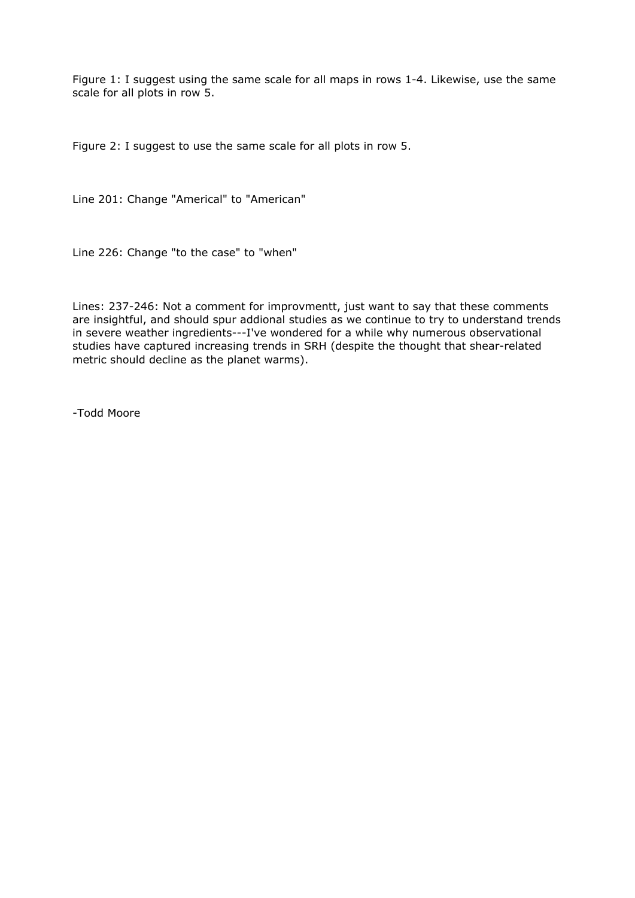Figure 1: I suggest using the same scale for all maps in rows 1-4. Likewise, use the same scale for all plots in row 5.

Figure 2: I suggest to use the same scale for all plots in row 5.

Line 201: Change "Americal" to "American"

Line 226: Change "to the case" to "when"

Lines: 237-246: Not a comment for improvmentt, just want to say that these comments are insightful, and should spur addional studies as we continue to try to understand trends in severe weather ingredients---I've wondered for a while why numerous observational studies have captured increasing trends in SRH (despite the thought that shear-related metric should decline as the planet warms).

-Todd Moore